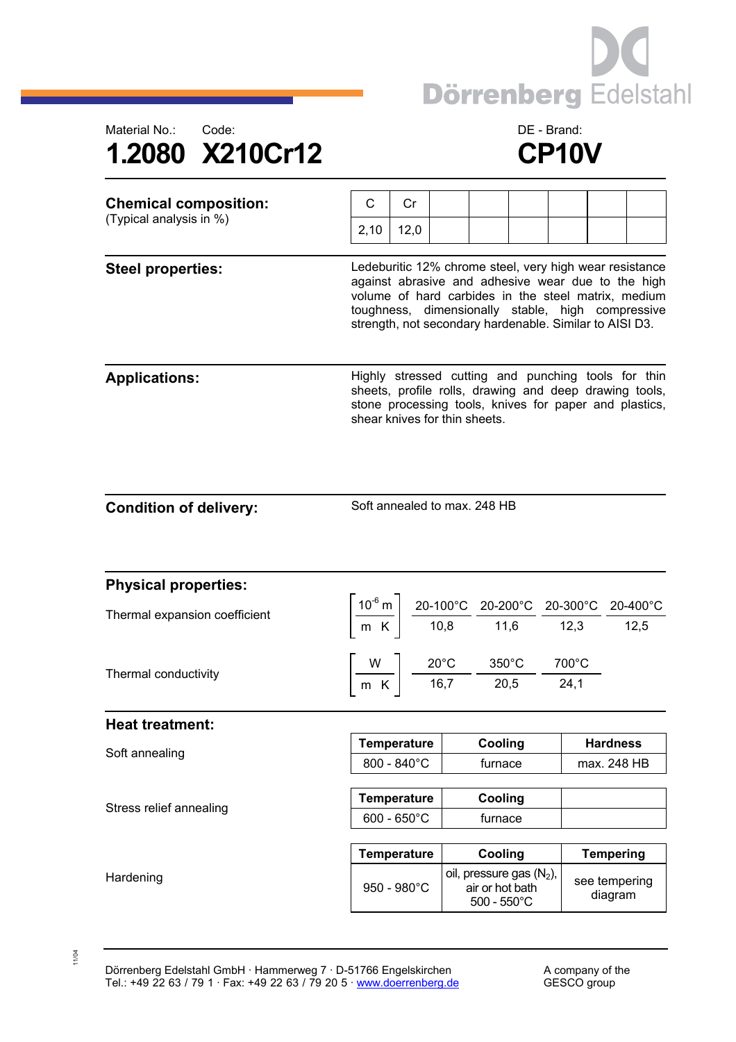Dörrenberg Edelstahl

Material No.: 1.2080

Code: X210Cr12

DE - Brand: CP10V

## Chemical composition:

(Typical analysis in %)

| C | Cr |
|---|---|
| 2,10 | 12,0 |

## Steel properties:

Ledeburitic 12% chrome steel, very high wear resistance against abrasive and adhesive wear due to the high volume of hard carbides in the steel matrix, medium toughness, dimensionally stable, high compressive strength, not secondary hardenable. Similar to AISI D3.

## Applications:

Highly stressed cutting and punching tools for thin sheets, profile rolls, drawing and deep drawing tools, stone processing tools, knives for paper and plastics, shear knives for thin sheets.

## Condition of delivery:

Soft annealed to max. 248 HB

## Physical properties:

Thermal expansion coefficient $\left[\frac{10^{-6}\,m}{m\,K}\right]$

| 20-100°C | 20-200°C | 20-300°C | 20-400°C |
|---|---|---|---|
| 10,8 | 11,6 | 12,3 | 12,5 |

Thermal conductivity $\left[\frac{W}{m\,K}\right]$

| 20°C | 350°C | 700°C |
|---|---|---|
| 16,7 | 20,5 | 24,1 |

## Heat treatment:

Soft annealing

| Temperature | Cooling | Hardness |
|---|---|---|
| 800 - 840°C | furnace | max. 248 HB |

Stress relief annealing

| Temperature | Cooling |
|---|---|
| 600 - 650°C | furnace |

Hardening

| Temperature | Cooling | Tempering |
|---|---|---|
| 950 - 980°C | oil, pressure gas ($N_2$), air or hot bath 500 - 550°C | see tempering diagram |

Dörrenberg Edelstahl GmbH · Hammerweg 7 · D-51766 Engelskirchen
Tel.: +49 22 63 / 79 1 · Fax: +49 22 63 / 79 20 5 · www.doerrenberg.de

A company of the GESCO group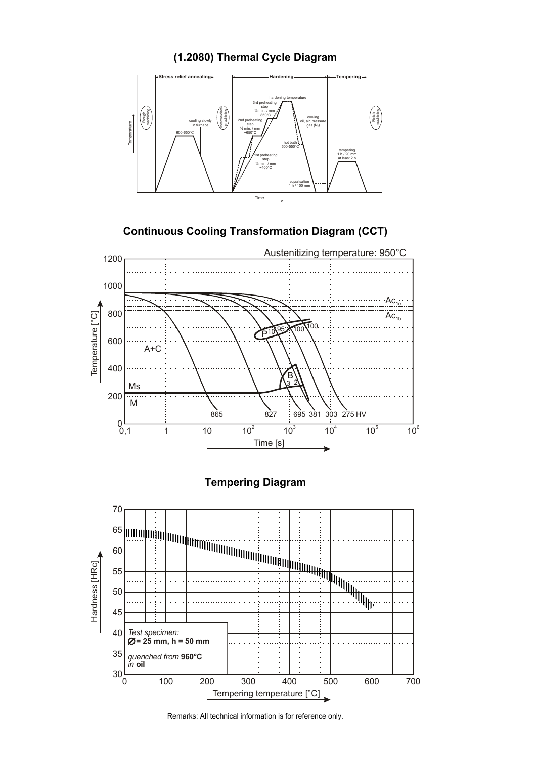## (1.2080) Thermal Cycle Diagram

Stress relief annealing

Hardening

Tempering

Rough machining

Intermediate machining

Finish machining

Temperature

Time

600-650°C

cooling slowly in furnace

hardening temperature

3rd preheating step ½ min. / mm ~850°C

2nd preheating step ½ min. / mm ~650°C

1st preheating step ½ min. / mm ~400°C

cooling oil, air, pressure gas ($N_2$)

hot bath 500-550°C

equalisation 1 h / 100 mm

tempering 1 h / 20 mm at least 2 h

## Continuous Cooling Transformation Diagram (CCT)

Austenitizing temperature: 950°C

Temperature [°C]

1200

1000

800

600

400

200

0

$Ac_{1e}$

$Ac_{1b}$

A+C

P

10

95

100

100

B

3

2

Ms

M

865

827

695

381

303

275 HV

0,1

1

10

$10^2$

$10^3$

$10^4$

$10^5$

$10^6$

Time [s]

## Tempering Diagram

Hardness [HRc]

70

65

60

55

50

45

40

35

30

*Test specimen:*
**Ø= 25 mm, h = 50 mm**

*quenched from* **960°C**
*in* **oil**

0

100

200

300

400

500

600

700

Tempering temperature [°C]

Remarks: All technical information is for reference only.